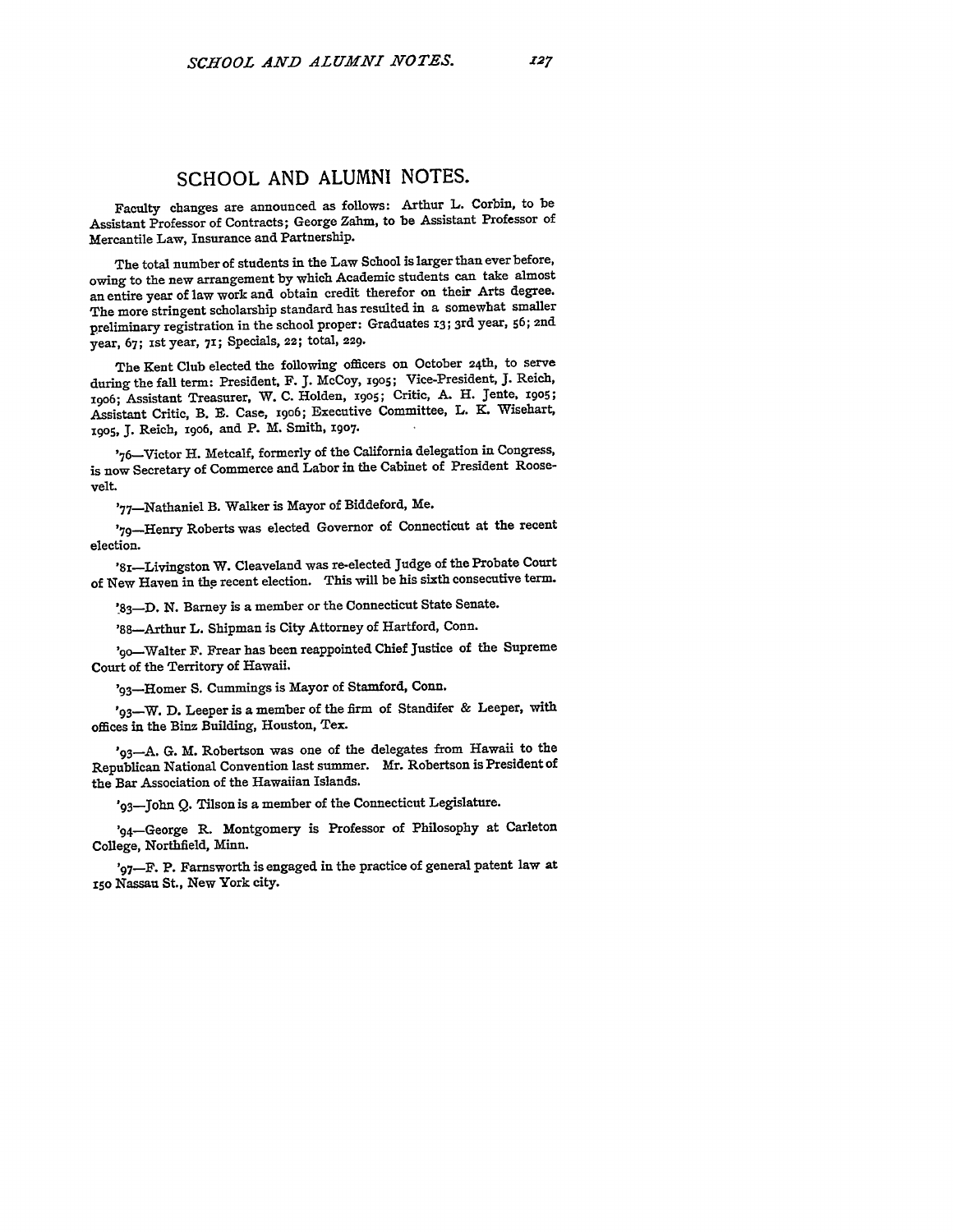# SCHOOL AND ALUMNI NOTES.

Faculty changes are announced as follows: Arthur L. Corbin, to be Assistant Professor of Contracts; George Zahm, to be Assistant Professor of Mercantile Law, Insurance and Partnership.

The total number of students in the Law School is larger than ever before, owing to the new arrangement by which Academic students can take almost an entire year of law work and obtain credit therefor on their Arts degree. The more stringent scholarship standard has resulted in a somewhat smaller preliminary registration in the school proper: Graduates 13; 3rd year, 56; 2nd year, 67; 1st year, 71; Specials, 22; total, 229.

The Kent Club elected the following officers on October 24th, to serve during the fall term: President, F. J. McCoy, 1905; Vice-President, J. Reich, 1906; Assistant Treasurer, W. C. Holden, 1905; Critic, A. H. Jente, 1905; Assistant Critic, B. E. Case, 1906; Executive Committee, L. K. Wisehart, 1905, J. Reich, 1906, and P. M. Smith, 1907.

'76—Victor H. Metcalf, formerly of the California delegation in Congress, is now Secretary of Commerce and Labor in the Cabinet of President Roosevelt.

'77—Nathaniel B. Walker is Mayor of Biddeford, Me.

'79—Henry Roberts was elected Governor of Connecticut at the recent election.

'81—Livingston W. Cleaveland was re-elected Judge of the Probate Court of New Haven in the recent election. This will be his sixth consecutive term.

'83—D. N. Barney is a member or the Connecticut State Senate.

'88—Arthur L. Shipman is City Attorney of Hartford, Conn.

'90—Walter F. Frear has been reappointed Chief Justice of the Supreme Court of the Territory of Hawaii.

'93—Homer S. Cummings is Mayor of Stamford, Conn.

'93—W. D. Leeper is a member of the firm of Standifer & Leeper, with offices in the Binz Building, Houston, Tex.

'93—A. G. M. Robertson was one of the delegates from Hawaii to the Republican National Convention last summer. Mr. Robertson is President of the Bar Association of the Hawaiian Islands.

'93—John Q. Tilson is a member of the Connecticut Legislature.

'94—George R. Montgomery is Professor of Philosophy at Carleton College, Northfield, Minn.

'97—F. P. Farnsworth is engaged in the practice of general patent law at 150 Nassau St., New York city.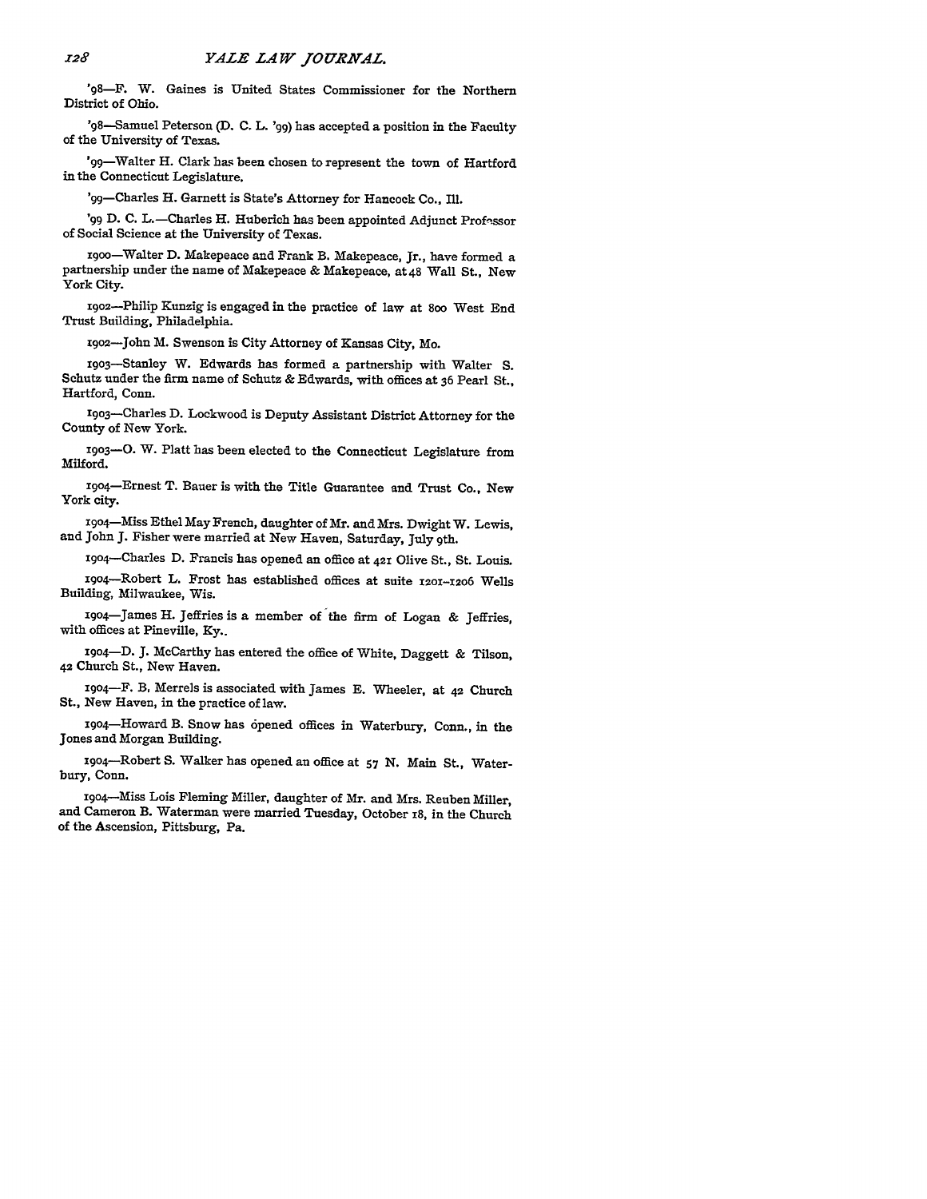'98—F. W. Gaines is United States Commissioner for the Northern District of Ohio.

'98—Samuel Peterson (D. C. L. '99) has accepted a position in the Faculty of the University of Texas.

'99—Walter H. Clark has been chosen to represent the town of Hartford in the Connecticut Legislature.

'99—Charles H. Garnett is State's Attorney for Hancock Co., Ill.

'99 D. C. L.—Charles H. Huberich has been appointed Adjunct Professor of Social Science at the University of Texas.

1900—Walter D. Makepeace and Frank B. Makepeace, Jr., have formed a partnership under the name of Makepeace & Makepeace, at 48 Wall St., New York City.

1902—Philip Kunzig is engaged in the practice of law at 800 West End Trust Building, Philadelphia.

1902—John M. Swenson is City Attorney of Kansas City, Mo.

1903—Stanley W. Edwards has formed a partnership with Walter S. Schutz under the firm name of Schutz & Edwards, with offices at 36 Pearl St., Hartford, Conn.

1903—Charles D. Lockwood is Deputy Assistant District Attorney for the County of New York.

1903—O. W. Platt has been elected to the Connecticut Legislature from Milford.

1904—Ernest T. Bauer is with the Title Guarantee and Trust Co., New York city.

1904—Miss Ethel May French, daughter of Mr. and Mrs. Dwight W. Lewis, and John J. Fisher were married at New Haven, Saturday, July 9th.

1904—Charles D. Francis has opened an office at 421 Olive St., St. Louis.

1904—Robert L. Frost has established offices at suite 1201–1206 Wells Building, Milwaukee, Wis.

1904—James H. Jeffries is a member of the firm of Logan & Jeffries, with offices at Pineville, Ky..

1904—D. J. McCarthy has entered the office of White, Daggett & Tilson, 42 Church St., New Haven.

1904—F. B. Merrels is associated with James E. Wheeler, at 42 Church St., New Haven, in the practice of law.

1904—Howard B. Snow has opened offices in Waterbury, Conn., in the Jones and Morgan Building.

1904—Robert S. Walker has opened an office at 57 N. Main St., Waterbury, Conn.

1904—Miss Lois Fleming Miller, daughter of Mr. and Mrs. Reuben Miller, and Cameron B. Waterman were married Tuesday, October 18, in the Church of the Ascension, Pittsburg, Pa.